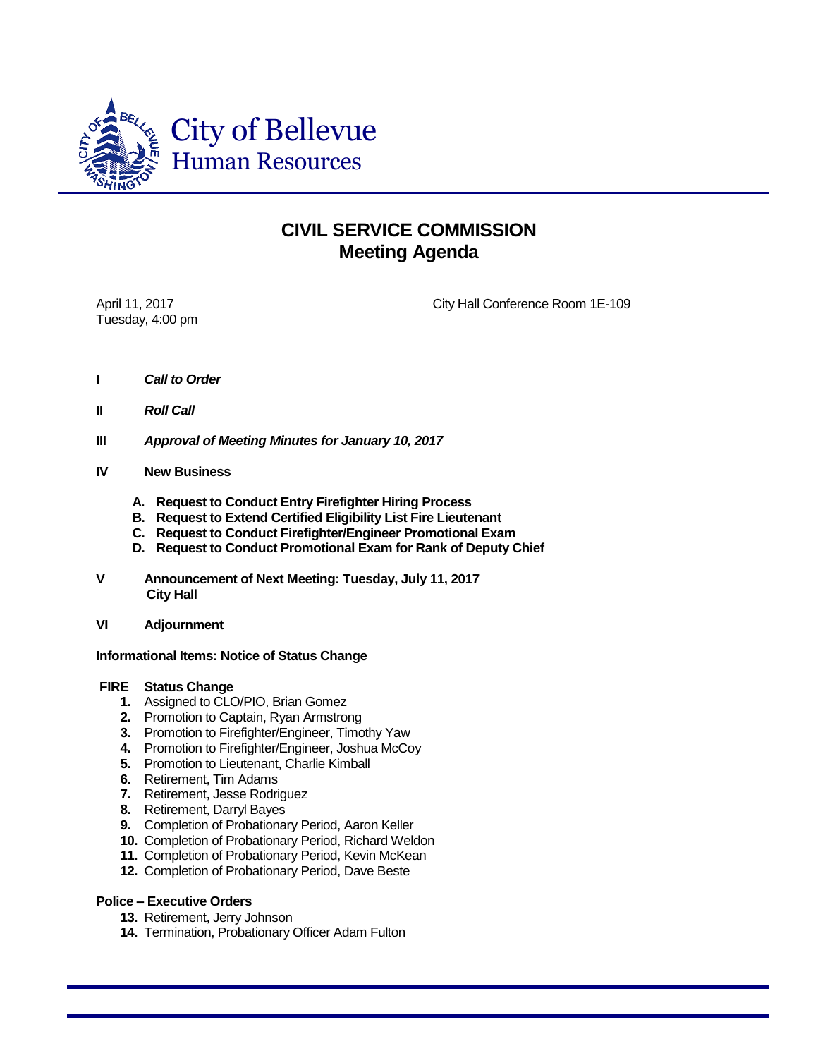City of Bellevue
Human Resources

# CIVIL SERVICE COMMISSION
## Meeting Agenda

April 11, 2017
Tuesday, 4:00 pm

City Hall Conference Room 1E-109

**I** ***Call to Order***

**II** ***Roll Call***

**III** ***Approval of Meeting Minutes for January 10, 2017***

**IV** **New Business**

- **A. Request to Conduct Entry Firefighter Hiring Process**
- **B. Request to Extend Certified Eligibility List Fire Lieutenant**
- **C. Request to Conduct Firefighter/Engineer Promotional Exam**
- **D. Request to Conduct Promotional Exam for Rank of Deputy Chief**

**V** **Announcement of Next Meeting: Tuesday, July 11, 2017**
**City Hall**

**VI** **Adjournment**

**Informational Items: Notice of Status Change**

**FIRE Status Change**

1. Assigned to CLO/PIO, Brian Gomez
2. Promotion to Captain, Ryan Armstrong
3. Promotion to Firefighter/Engineer, Timothy Yaw
4. Promotion to Firefighter/Engineer, Joshua McCoy
5. Promotion to Lieutenant, Charlie Kimball
6. Retirement, Tim Adams
7. Retirement, Jesse Rodriguez
8. Retirement, Darryl Bayes
9. Completion of Probationary Period, Aaron Keller
10. Completion of Probationary Period, Richard Weldon
11. Completion of Probationary Period, Kevin McKean
12. Completion of Probationary Period, Dave Beste

**Police – Executive Orders**

13. Retirement, Jerry Johnson
14. Termination, Probationary Officer Adam Fulton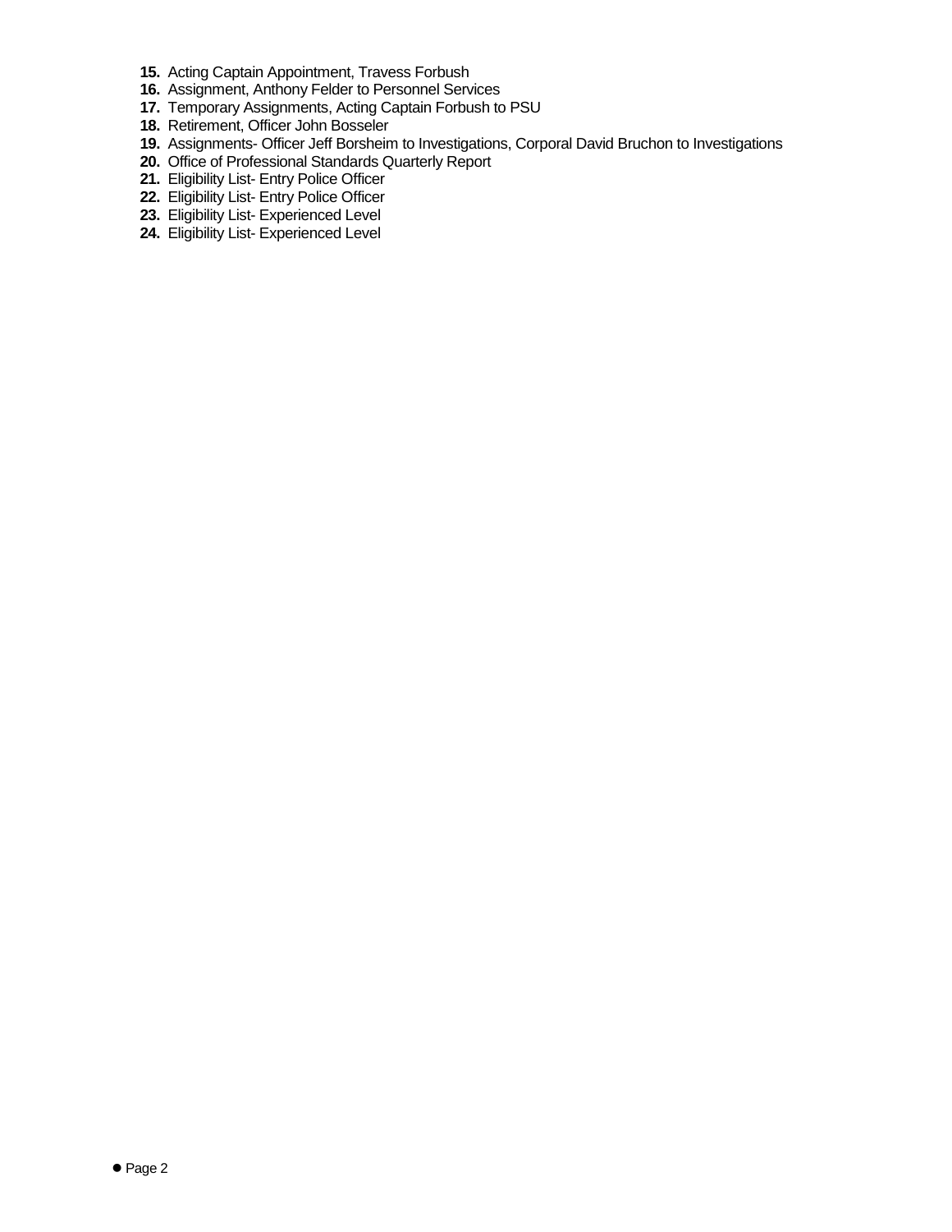15. Acting Captain Appointment, Travess Forbush
16. Assignment, Anthony Felder to Personnel Services
17. Temporary Assignments, Acting Captain Forbush to PSU
18. Retirement, Officer John Bosseler
19. Assignments- Officer Jeff Borsheim to Investigations, Corporal David Bruchon to Investigations
20. Office of Professional Standards Quarterly Report
21. Eligibility List- Entry Police Officer
22. Eligibility List- Entry Police Officer
23. Eligibility List- Experienced Level
24. Eligibility List- Experienced Level